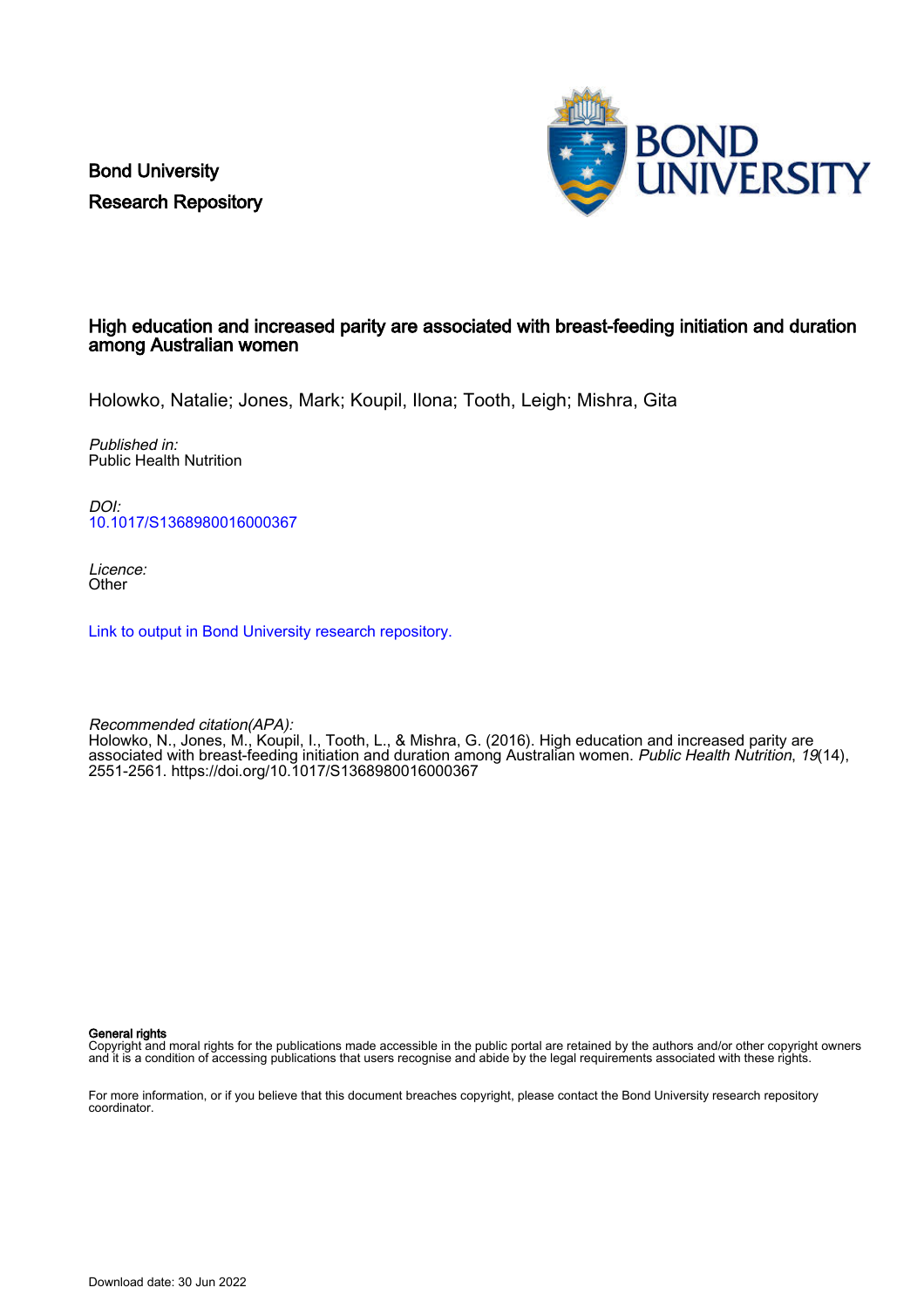Bond University
Research Repository

# High education and increased parity are associated with breast-feeding initiation and duration among Australian women

Holowko, Natalie; Jones, Mark; Koupil, Ilona; Tooth, Leigh; Mishra, Gita

*Published in:*
Public Health Nutrition

*DOI:*
10.1017/S1368980016000367

*Licence:*
Other

Link to output in Bond University research repository.

*Recommended citation(APA):*
Holowko, N., Jones, M., Koupil, I., Tooth, L., & Mishra, G. (2016). High education and increased parity are associated with breast-feeding initiation and duration among Australian women. *Public Health Nutrition*, *19*(14), 2551-2561. https://doi.org/10.1017/S1368980016000367

**General rights**
Copyright and moral rights for the publications made accessible in the public portal are retained by the authors and/or other copyright owners and it is a condition of accessing publications that users recognise and abide by the legal requirements associated with these rights.

For more information, or if you believe that this document breaches copyright, please contact the Bond University research repository coordinator.

Download date: 30 Jun 2022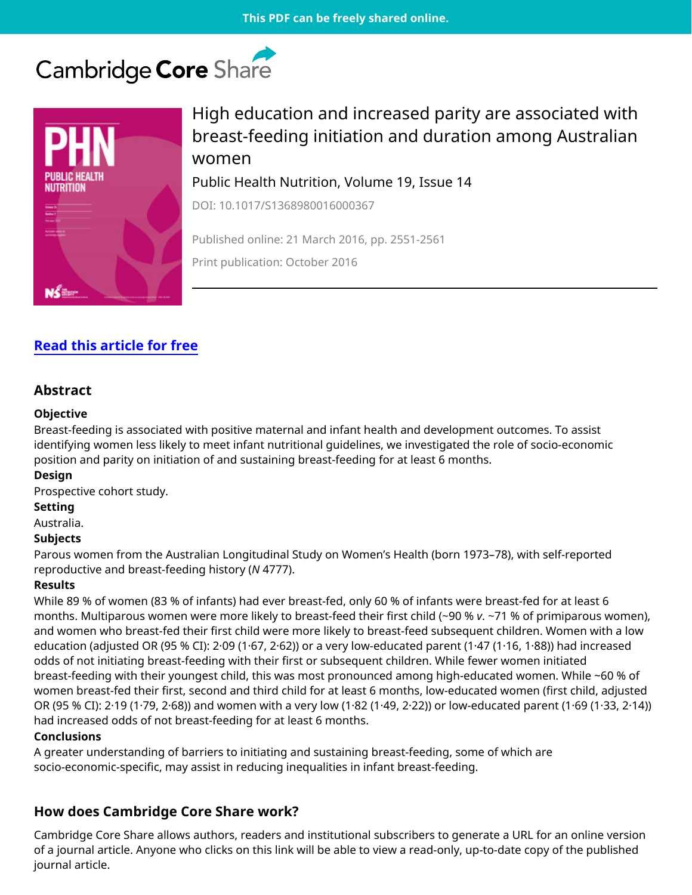This PDF can be freely shared online.

Cambridge Core Share

# High education and increased parity are associated with breast-feeding initiation and duration among Australian women

Public Health Nutrition, Volume 19, Issue 14

DOI: 10.1017/S1368980016000367

Published online: 21 March 2016, pp. 2551-2561

Print publication: October 2016

**Read this article for free**

## Abstract

**Objective**

Breast-feeding is associated with positive maternal and infant health and development outcomes. To assist identifying women less likely to meet infant nutritional guidelines, we investigated the role of socio-economic position and parity on initiation of and sustaining breast-feeding for at least 6 months.

**Design**

Prospective cohort study.

**Setting**

Australia.

**Subjects**

Parous women from the Australian Longitudinal Study on Women's Health (born 1973–78), with self-reported reproductive and breast-feeding history (*N* 4777).

**Results**

While 89 % of women (83 % of infants) had ever breast-fed, only 60 % of infants were breast-fed for at least 6 months. Multiparous women were more likely to breast-feed their first child (~90 % *v*. ~71 % of primiparous women), and women who breast-fed their first child were more likely to breast-feed subsequent children. Women with a low education (adjusted OR (95 % CI): 2·09 (1·67, 2·62)) or a very low-educated parent (1·47 (1·16, 1·88)) had increased odds of not initiating breast-feeding with their first or subsequent children. While fewer women initiated breast-feeding with their youngest child, this was most pronounced among high-educated women. While ~60 % of women breast-fed their first, second and third child for at least 6 months, low-educated women (first child, adjusted OR (95 % CI): 2·19 (1·79, 2·68)) and women with a very low (1·82 (1·49, 2·22)) or low-educated parent (1·69 (1·33, 2·14)) had increased odds of not breast-feeding for at least 6 months.

**Conclusions**

A greater understanding of barriers to initiating and sustaining breast-feeding, some of which are socio-economic-specific, may assist in reducing inequalities in infant breast-feeding.

## How does Cambridge Core Share work?

Cambridge Core Share allows authors, readers and institutional subscribers to generate a URL for an online version of a journal article. Anyone who clicks on this link will be able to view a read-only, up-to-date copy of the published journal article.